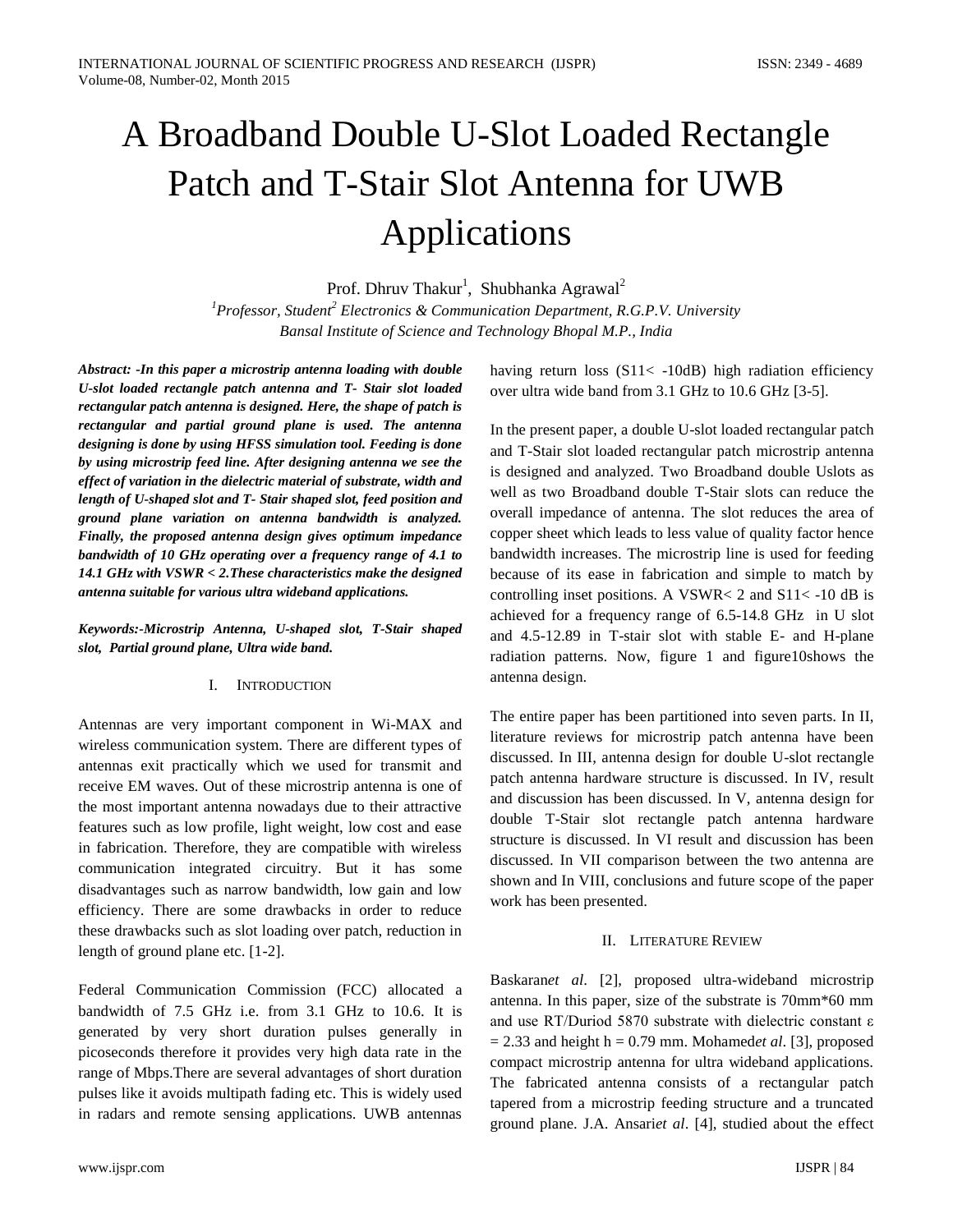# A Broadband Double U-Slot Loaded Rectangle Patch and T-Stair Slot Antenna for UWB Applications

Prof. Dhruv Thakur[1], Shubhanka Agrawal[2]

[1]*Professor, Student*[2] *Electronics & Communication Department, R.G.P.V. University*
*Bansal Institute of Science and Technology Bhopal M.P., India*

***Abstract: -In this paper a microstrip antenna loading with double U-slot loaded rectangle patch antenna and T- Stair slot loaded rectangular patch antenna is designed. Here, the shape of patch is rectangular and partial ground plane is used. The antenna designing is done by using HFSS simulation tool. Feeding is done by using microstrip feed line. After designing antenna we see the effect of variation in the dielectric material of substrate, width and length of U-shaped slot and T- Stair shaped slot, feed position and ground plane variation on antenna bandwidth is analyzed. Finally, the proposed antenna design gives optimum impedance bandwidth of 10 GHz operating over a frequency range of 4.1 to 14.1 GHz with VSWR < 2.These characteristics make the designed antenna suitable for various ultra wideband applications.***

***Keywords:-Microstrip Antenna, U-shaped slot, T-Stair shaped slot, Partial ground plane, Ultra wide band.***

## I. Introduction

Antennas are very important component in Wi-MAX and wireless communication system. There are different types of antennas exit practically which we used for transmit and receive EM waves. Out of these microstrip antenna is one of the most important antenna nowadays due to their attractive features such as low profile, light weight, low cost and ease in fabrication. Therefore, they are compatible with wireless communication integrated circuitry. But it has some disadvantages such as narrow bandwidth, low gain and low efficiency. There are some drawbacks in order to reduce these drawbacks such as slot loading over patch, reduction in length of ground plane etc. [1-2].

Federal Communication Commission (FCC) allocated a bandwidth of 7.5 GHz i.e. from 3.1 GHz to 10.6. It is generated by very short duration pulses generally in picoseconds therefore it provides very high data rate in the range of Mbps.There are several advantages of short duration pulses like it avoids multipath fading etc. This is widely used in radars and remote sensing applications. UWB antennas having return loss (S11< -10dB) high radiation efficiency over ultra wide band from 3.1 GHz to 10.6 GHz [3-5].

In the present paper, a double U-slot loaded rectangular patch and T-Stair slot loaded rectangular patch microstrip antenna is designed and analyzed. Two Broadband double Uslots as well as two Broadband double T-Stair slots can reduce the overall impedance of antenna. The slot reduces the area of copper sheet which leads to less value of quality factor hence bandwidth increases. The microstrip line is used for feeding because of its ease in fabrication and simple to match by controlling inset positions. A VSWR< 2 and S11< -10 dB is achieved for a frequency range of 6.5-14.8 GHz in U slot and 4.5-12.89 in T-stair slot with stable E- and H-plane radiation patterns. Now, figure 1 and figure10shows the antenna design.

The entire paper has been partitioned into seven parts. In II, literature reviews for microstrip patch antenna have been discussed. In III, antenna design for double U-slot rectangle patch antenna hardware structure is discussed. In IV, result and discussion has been discussed. In V, antenna design for double T-Stair slot rectangle patch antenna hardware structure is discussed. In VI result and discussion has been discussed. In VII comparison between the two antenna are shown and In VIII, conclusions and future scope of the paper work has been presented.

## II. Literature Review

Baskaran*et al*. [2], proposed ultra-wideband microstrip antenna. In this paper, size of the substrate is 70mm*60 mm and use RT/Duriod 5870 substrate with dielectric constant $\varepsilon = 2.33$ and height h = 0.79 mm. Mohamed*et al*. [3], proposed compact microstrip antenna for ultra wideband applications. The fabricated antenna consists of a rectangular patch tapered from a microstrip feeding structure and a truncated ground plane. J.A. Ansari*et al*. [4], studied about the effect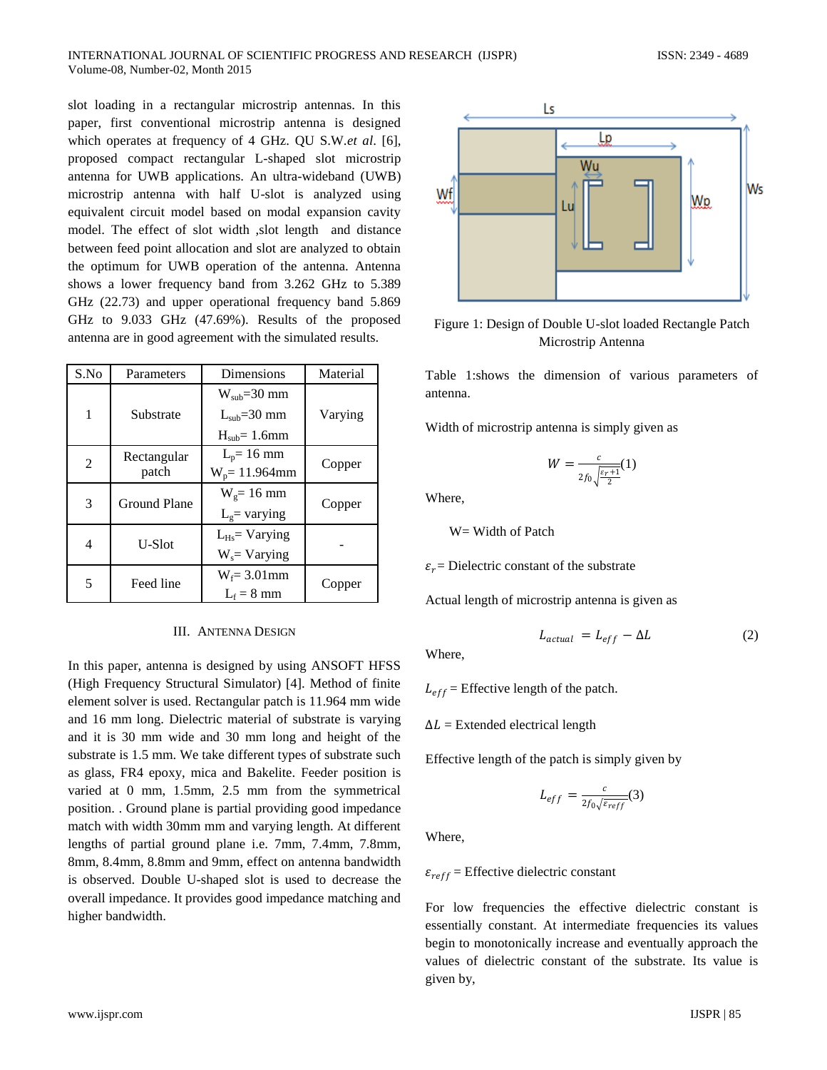slot loading in a rectangular microstrip antennas. In this paper, first conventional microstrip antenna is designed which operates at frequency of 4 GHz. QU S.W.*et al*. [6], proposed compact rectangular L-shaped slot microstrip antenna for UWB applications. An ultra-wideband (UWB) microstrip antenna with half U-slot is analyzed using equivalent circuit model based on modal expansion cavity model. The effect of slot width ,slot length and distance between feed point allocation and slot are analyzed to obtain the optimum for UWB operation of the antenna. Antenna shows a lower frequency band from 3.262 GHz to 5.389 GHz (22.73) and upper operational frequency band 5.869 GHz to 9.033 GHz (47.69%). Results of the proposed antenna are in good agreement with the simulated results.

| S.No | Parameters | Dimensions | Material |
|---|---|---|---|
| 1 | Substrate | $W_{sub}$=30 mm<br>$L_{sub}$=30 mm<br>$H_{sub}$= 1.6mm | Varying |
| 2 | Rectangular patch | $L_p$= 16 mm<br>$W_p$= 11.964mm | Copper |
| 3 | Ground Plane | $W_g$= 16 mm<br>$L_g$= varying | Copper |
| 4 | U-Slot | $L_{Hs}$= Varying<br>$W_s$= Varying | - |
| 5 | Feed line | $W_f$= 3.01mm<br>$L_f$ = 8 mm | Copper |

## III. Antenna Design

In this paper, antenna is designed by using ANSOFT HFSS (High Frequency Structural Simulator) [4]. Method of finite element solver is used. Rectangular patch is 11.964 mm wide and 16 mm long. Dielectric material of substrate is varying and it is 30 mm wide and 30 mm long and height of the substrate is 1.5 mm. We take different types of substrate such as glass, FR4 epoxy, mica and Bakelite. Feeder position is varied at 0 mm, 1.5mm, 2.5 mm from the symmetrical position. . Ground plane is partial providing good impedance match with width 30mm mm and varying length. At different lengths of partial ground plane i.e. 7mm, 7.4mm, 7.8mm, 8mm, 8.4mm, 8.8mm and 9mm, effect on antenna bandwidth is observed. Double U-shaped slot is used to decrease the overall impedance. It provides good impedance matching and higher bandwidth.

Figure 1: Design of Double U-slot loaded Rectangle Patch Microstrip Antenna

Table 1:shows the dimension of various parameters of antenna.

Width of microstrip antenna is simply given as

$$W = \frac{c}{2f_0\sqrt{\frac{\varepsilon_r+1}{2}}} \quad (1)$$

Where,

W= Width of Patch

$\varepsilon_r$= Dielectric constant of the substrate

Actual length of microstrip antenna is given as

$$L_{actual} = L_{eff} - \Delta L \quad (2)$$

Where,

$L_{eff}$ = Effective length of the patch.

$\Delta L$ = Extended electrical length

Effective length of the patch is simply given by

$$L_{eff} = \frac{c}{2f_0\sqrt{\varepsilon_{reff}}} \quad (3)$$

Where,

$\varepsilon_{reff}$ = Effective dielectric constant

For low frequencies the effective dielectric constant is essentially constant. At intermediate frequencies its values begin to monotonically increase and eventually approach the values of dielectric constant of the substrate. Its value is given by,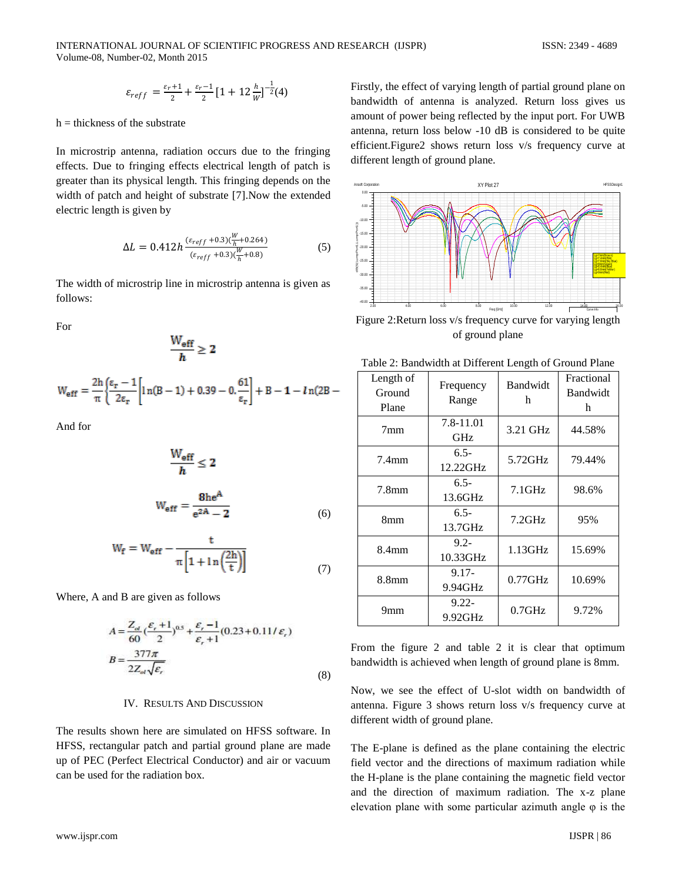$$\varepsilon_{reff} = \frac{\varepsilon_r+1}{2} + \frac{\varepsilon_r-1}{2}\left[1+12\frac{h}{W}\right]^{-\frac{1}{2}} \quad (4)$$

h = thickness of the substrate

In microstrip antenna, radiation occurs due to the fringing effects. Due to fringing effects electrical length of patch is greater than its physical length. This fringing depends on the width of patch and height of substrate [7].Now the extended electric length is given by

$$\Delta L = 0.412h\frac{(\varepsilon_{reff}+0.3)(\frac{W}{h}+0.264)}{(\varepsilon_{reff}+0.3)(\frac{W}{h}+0.8)} \quad (5)$$

The width of microstrip line in microstrip antenna is given as follows:

For

$$\frac{W_{eff}}{h} \geq 2$$

$$W_{eff} = \frac{2h}{\pi}\left\{\frac{\varepsilon_r-1}{2\varepsilon_r}\left[\ln(B-1)+0.39-0.\frac{61}{\varepsilon_r}\right]+B-1-ln(2B-\right.$$

And for

$$\frac{W_{eff}}{h} \leq 2$$

$$W_{eff} = \frac{8he^A}{e^{2A}-2} \quad (6)$$

$$W_f = W_{eff} - \frac{t}{\pi\left[1+\ln\left(\frac{2h}{t}\right)\right]} \quad (7)$$

Where, A and B are given as follows

$$A = \frac{Z_{ol}}{60}\left(\frac{\varepsilon_r+1}{2}\right)^{0.5} + \frac{\varepsilon_r-1}{\varepsilon_r+1}(0.23+0.11/\varepsilon_r)$$

$$B = \frac{377\pi}{2Z_{ol}\sqrt{\varepsilon_r}} \quad (8)$$

## IV. Results And Discussion

The results shown here are simulated on HFSS software. In HFSS, rectangular patch and partial ground plane are made up of PEC (Perfect Electrical Conductor) and air or vacuum can be used for the radiation box.

Firstly, the effect of varying length of partial ground plane on bandwidth of antenna is analyzed. Return loss gives us amount of power being reflected by the input port. For UWB antenna, return loss below -10 dB is considered to be quite efficient.Figure2 shows return loss v/s frequency curve at different length of ground plane.

Figure 2:Return loss v/s frequency curve for varying length of ground plane

Table 2: Bandwidth at Different Length of Ground Plane

| Length of Ground Plane | Frequency Range | Bandwidth | Fractional Bandwidth |
|---|---|---|---|
| 7mm | 7.8-11.01 GHz | 3.21 GHz | 44.58% |
| 7.4mm | 6.5-12.22GHz | 5.72GHz | 79.44% |
| 7.8mm | 6.5-13.6GHz | 7.1GHz | 98.6% |
| 8mm | 6.5-13.7GHz | 7.2GHz | 95% |
| 8.4mm | 9.2-10.33GHz | 1.13GHz | 15.69% |
| 8.8mm | 9.17-9.94GHz | 0.77GHz | 10.69% |
| 9mm | 9.22-9.92GHz | 0.7GHz | 9.72% |

From the figure 2 and table 2 it is clear that optimum bandwidth is achieved when length of ground plane is 8mm.

Now, we see the effect of U-slot width on bandwidth of antenna. Figure 3 shows return loss v/s frequency curve at different width of ground plane.

The E-plane is defined as the plane containing the electric field vector and the directions of maximum radiation while the H-plane is the plane containing the magnetic field vector and the direction of maximum radiation. The x-z plane elevation plane with some particular azimuth angle φ is the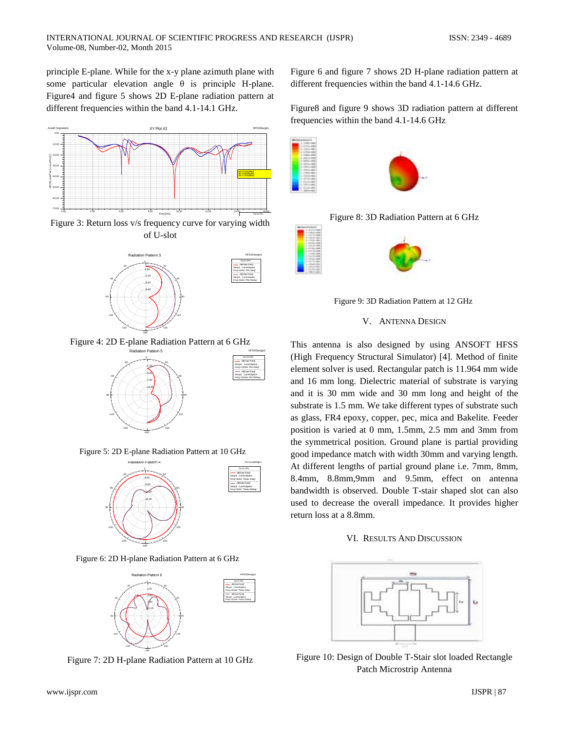principle E-plane. While for the x-y plane azimuth plane with some particular elevation angle θ is principle H-plane. Figure4 and figure 5 shows 2D E-plane radiation pattern at different frequencies within the band 4.1-14.1 GHz.

Figure 3: Return loss v/s frequency curve for varying width of U-slot

Figure 4: 2D E-plane Radiation Pattern at 6 GHz

Figure 5: 2D E-plane Radiation Pattern at 10 GHz

Figure 6: 2D H-plane Radiation Pattern at 6 GHz

Figure 7: 2D H-plane Radiation Pattern at 10 GHz

Figure 6 and figure 7 shows 2D H-plane radiation pattern at different frequencies within the band 4.1-14.6 GHz.

Figure8 and figure 9 shows 3D radiation pattern at different frequencies within the band 4.1-14.6 GHz

Figure 8: 3D Radiation Pattern at 6 GHz

Figure 9: 3D Radiation Pattern at 12 GHz

## V. ANTENNA DESIGN

This antenna is also designed by using ANSOFT HFSS (High Frequency Structural Simulator) [4]. Method of finite element solver is used. Rectangular patch is 11.964 mm wide and 16 mm long. Dielectric material of substrate is varying and it is 30 mm wide and 30 mm long and height of the substrate is 1.5 mm. We take different types of substrate such as glass, FR4 epoxy, copper, pec, mica and Bakelite. Feeder position is varied at 0 mm, 1.5mm, 2.5 mm and 3mm from the symmetrical position. Ground plane is partial providing good impedance match with width 30mm and varying length. At different lengths of partial ground plane i.e. 7mm, 8mm, 8.4mm, 8.8mm,9mm and 9.5mm, effect on antenna bandwidth is observed. Double T-stair shaped slot can also used to decrease the overall impedance. It provides higher return loss at a 8.8mm.

## VI. RESULTS AND DISCUSSION

Figure 10: Design of Double T-Stair slot loaded Rectangle Patch Microstrip Antenna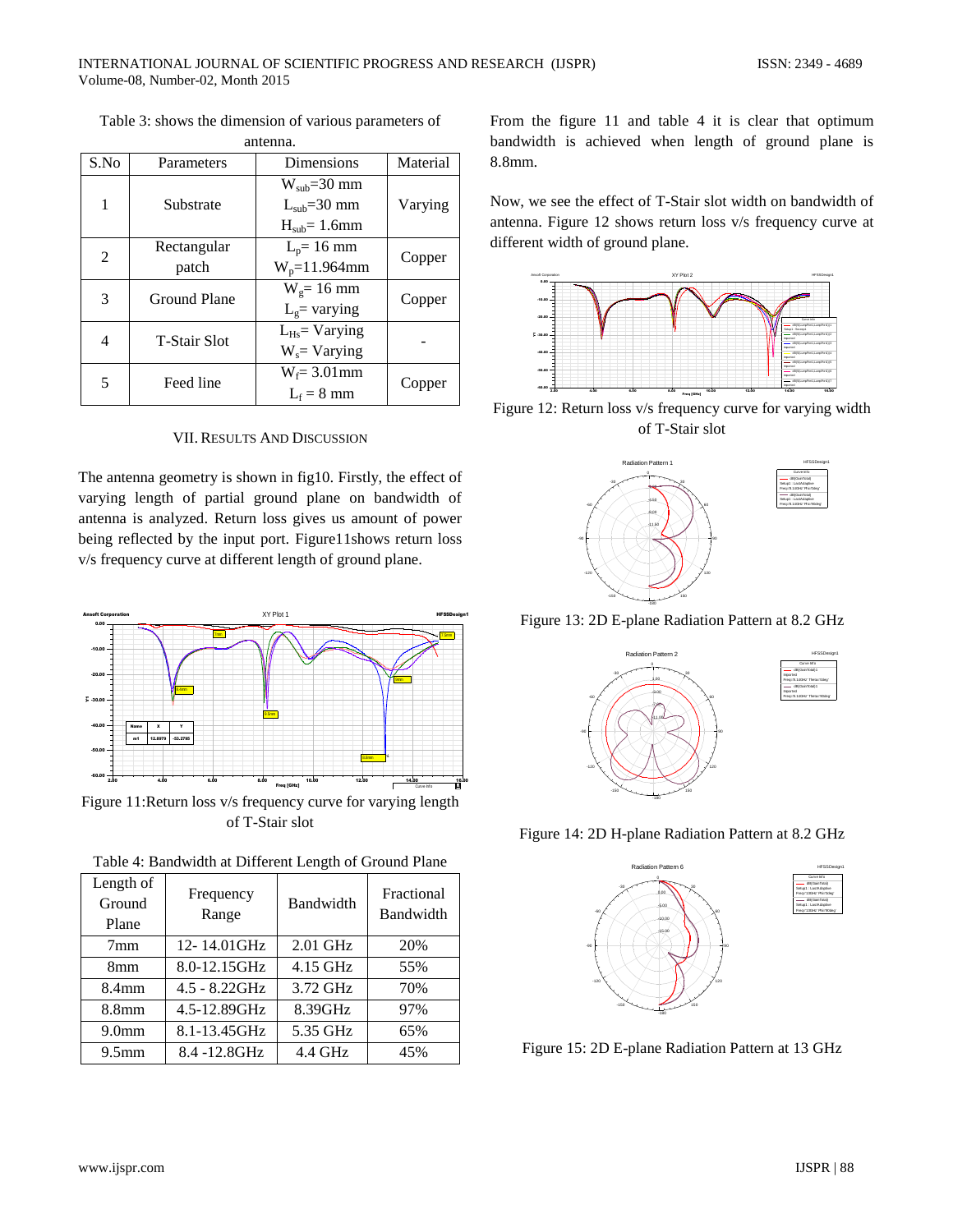Table 3: shows the dimension of various parameters of antenna.

| S.No | Parameters | Dimensions | Material |
|---|---|---|---|
| 1 | Substrate | $W_{sub}$=30 mm<br>$L_{sub}$=30 mm<br>$H_{sub}$= 1.6mm | Varying |
| 2 | Rectangular patch | $L_p$= 16 mm<br>$W_p$=11.964mm | Copper |
| 3 | Ground Plane | $W_g$= 16 mm<br>$L_g$= varying | Copper |
| 4 | T-Stair Slot | $L_{Hs}$= Varying<br>$W_s$= Varying | - |
| 5 | Feed line | $W_f$= 3.01mm<br>$L_f$ = 8 mm | Copper |

## VII. Results And Discussion

The antenna geometry is shown in fig10. Firstly, the effect of varying length of partial ground plane on bandwidth of antenna is analyzed. Return loss gives us amount of power being reflected by the input port. Figure11shows return loss v/s frequency curve at different length of ground plane.

Figure 11:Return loss v/s frequency curve for varying length of T-Stair slot

Table 4: Bandwidth at Different Length of Ground Plane

| Length of Ground Plane | Frequency Range | Bandwidth | Fractional Bandwidth |
|---|---|---|---|
| 7mm | 12- 14.01GHz | 2.01 GHz | 20% |
| 8mm | 8.0-12.15GHz | 4.15 GHz | 55% |
| 8.4mm | 4.5 - 8.22GHz | 3.72 GHz | 70% |
| 8.8mm | 4.5-12.89GHz | 8.39GHz | 97% |
| 9.0mm | 8.1-13.45GHz | 5.35 GHz | 65% |
| 9.5mm | 8.4 -12.8GHz | 4.4 GHz | 45% |

From the figure 11 and table 4 it is clear that optimum bandwidth is achieved when length of ground plane is 8.8mm.

Now, we see the effect of T-Stair slot width on bandwidth of antenna. Figure 12 shows return loss v/s frequency curve at different width of ground plane.

Figure 12: Return loss v/s frequency curve for varying width of T-Stair slot

Figure 13: 2D E-plane Radiation Pattern at 8.2 GHz

Figure 14: 2D H-plane Radiation Pattern at 8.2 GHz

Figure 15: 2D E-plane Radiation Pattern at 13 GHz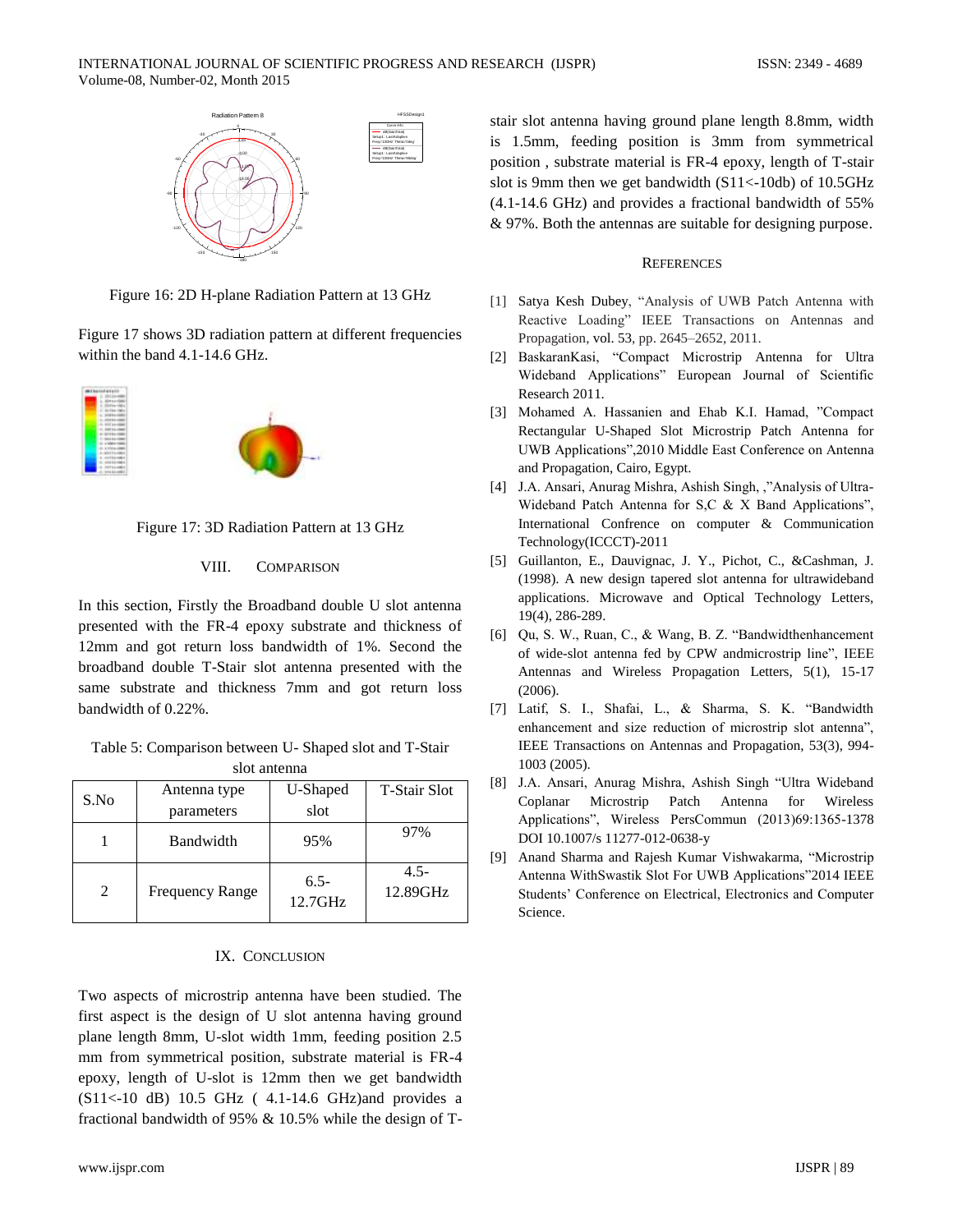Radiation Pattern 8

Figure 16: 2D H-plane Radiation Pattern at 13 GHz

Figure 17 shows 3D radiation pattern at different frequencies within the band 4.1-14.6 GHz.

Figure 17: 3D Radiation Pattern at 13 GHz

## VIII. COMPARISON

In this section, Firstly the Broadband double U slot antenna presented with the FR-4 epoxy substrate and thickness of 12mm and got return loss bandwidth of 1%. Second the broadband double T-Stair slot antenna presented with the same substrate and thickness 7mm and got return loss bandwidth of 0.22%.

Table 5: Comparison between U- Shaped slot and T-Stair slot antenna

| S.No | Antenna type parameters | U-Shaped slot | T-Stair Slot |
|---|---|---|---|
| 1 | Bandwidth | 95% | 97% |
| 2 | Frequency Range | 6.5-12.7GHz | 4.5-12.89GHz |

## IX. CONCLUSION

Two aspects of microstrip antenna have been studied. The first aspect is the design of U slot antenna having ground plane length 8mm, U-slot width 1mm, feeding position 2.5 mm from symmetrical position, substrate material is FR-4 epoxy, length of U-slot is 12mm then we get bandwidth (S11<-10 dB) 10.5 GHz ( 4.1-14.6 GHz)and provides a fractional bandwidth of 95% & 10.5% while the design of T-stair slot antenna having ground plane length 8.8mm, width is 1.5mm, feeding position is 3mm from symmetrical position , substrate material is FR-4 epoxy, length of T-stair slot is 9mm then we get bandwidth (S11<-10db) of 10.5GHz (4.1-14.6 GHz) and provides a fractional bandwidth of 55% & 97%. Both the antennas are suitable for designing purpose.

## REFERENCES

[1] Satya Kesh Dubey, "Analysis of UWB Patch Antenna with Reactive Loading" IEEE Transactions on Antennas and Propagation, vol. 53, pp. 2645–2652, 2011.

[2] BaskaranKasi, "Compact Microstrip Antenna for Ultra Wideband Applications" European Journal of Scientific Research 2011.

[3] Mohamed A. Hassanien and Ehab K.I. Hamad, "Compact Rectangular U-Shaped Slot Microstrip Patch Antenna for UWB Applications",2010 Middle East Conference on Antenna and Propagation, Cairo, Egypt.

[4] J.A. Ansari, Anurag Mishra, Ashish Singh, ,"Analysis of Ultra-Wideband Patch Antenna for S,C & X Band Applications", International Confrence on computer & Communication Technology(ICCCT)-2011

[5] Guillanton, E., Dauvignac, J. Y., Pichot, C., &Cashman, J. (1998). A new design tapered slot antenna for ultrawideband applications. Microwave and Optical Technology Letters, 19(4), 286-289.

[6] Qu, S. W., Ruan, C., & Wang, B. Z. "Bandwidthenhancement of wide-slot antenna fed by CPW andmicrostrip line", IEEE Antennas and Wireless Propagation Letters, 5(1), 15-17 (2006).

[7] Latif, S. I., Shafai, L., & Sharma, S. K. "Bandwidth enhancement and size reduction of microstrip slot antenna", IEEE Transactions on Antennas and Propagation, 53(3), 994-1003 (2005).

[8] J.A. Ansari, Anurag Mishra, Ashish Singh "Ultra Wideband Coplanar Microstrip Patch Antenna for Wireless Applications", Wireless PersCommun (2013)69:1365-1378 DOI 10.1007/s 11277-012-0638-y

[9] Anand Sharma and Rajesh Kumar Vishwakarma, "Microstrip Antenna WithSwastik Slot For UWB Applications"2014 IEEE Students' Conference on Electrical, Electronics and Computer Science.